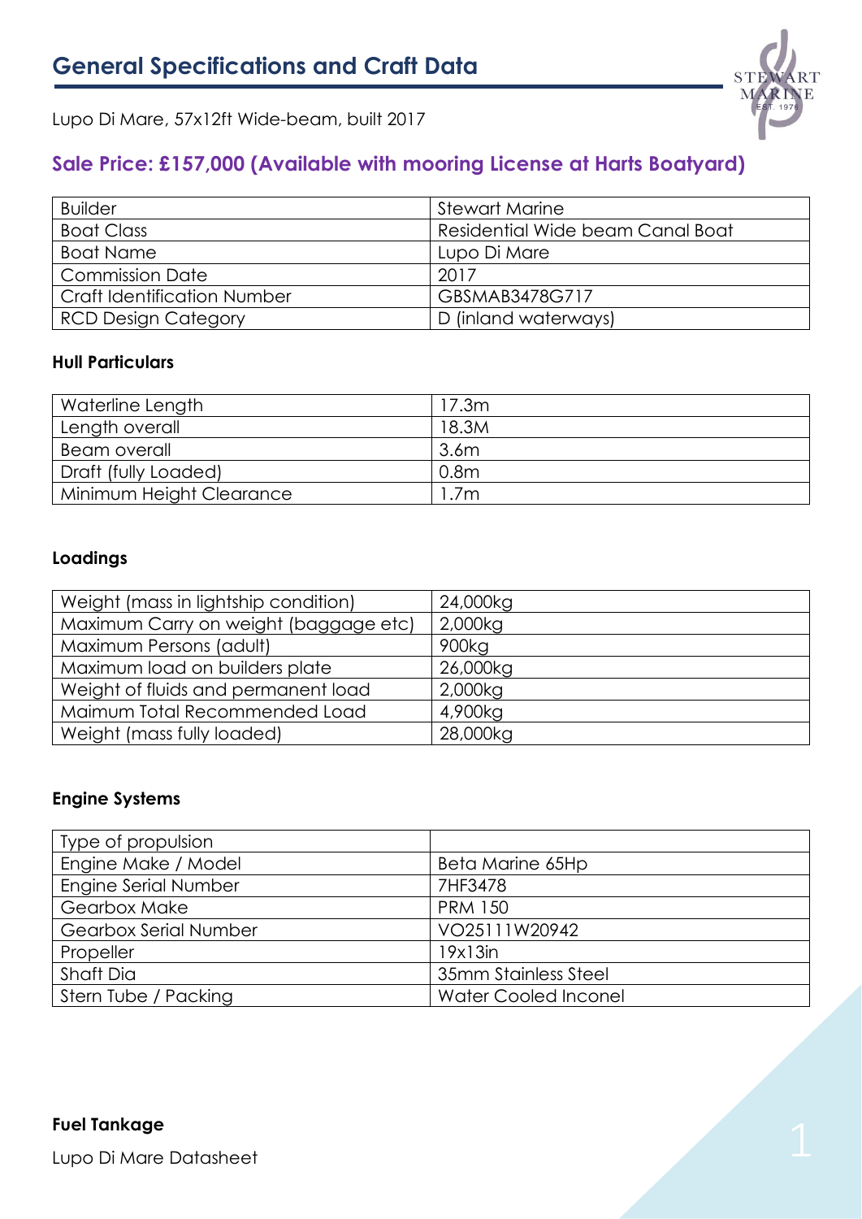# General Specifications and Craft Data

Lupo Di Mare, 57x12ft Wide-beam, built 2017

## Sale Price: £157,000 (Available with mooring License at Harts Boatyard)

| Builder | Stewart Marine |
|---|---|
| Boat Class | Residential Wide beam Canal Boat |
| Boat Name | Lupo Di Mare |
| Commission Date | 2017 |
| Craft Identification Number | GBSMAB3478G717 |
| RCD Design Category | D (inland waterways) |

### Hull Particulars

| Waterline Length | 17.3m |
|---|---|
| Length overall | 18.3M |
| Beam overall | 3.6m |
| Draft (fully Loaded) | 0.8m |
| Minimum Height Clearance | 1.7m |

### Loadings

| Weight (mass in lightship condition) | 24,000kg |
|---|---|
| Maximum Carry on weight (baggage etc) | 2,000kg |
| Maximum Persons (adult) | 900kg |
| Maximum load on builders plate | 26,000kg |
| Weight of fluids and permanent load | 2,000kg |
| Maimum Total Recommended Load | 4,900kg |
| Weight (mass fully loaded) | 28,000kg |

### Engine Systems

| Type of propulsion | |
|---|---|
| Engine Make / Model | Beta Marine 65Hp |
| Engine Serial Number | 7HF3478 |
| Gearbox Make | PRM 150 |
| Gearbox Serial Number | VO25111W20942 |
| Propeller | 19x13in |
| Shaft Dia | 35mm Stainless Steel |
| Stern Tube / Packing | Water Cooled Inconel |

### Fuel Tankage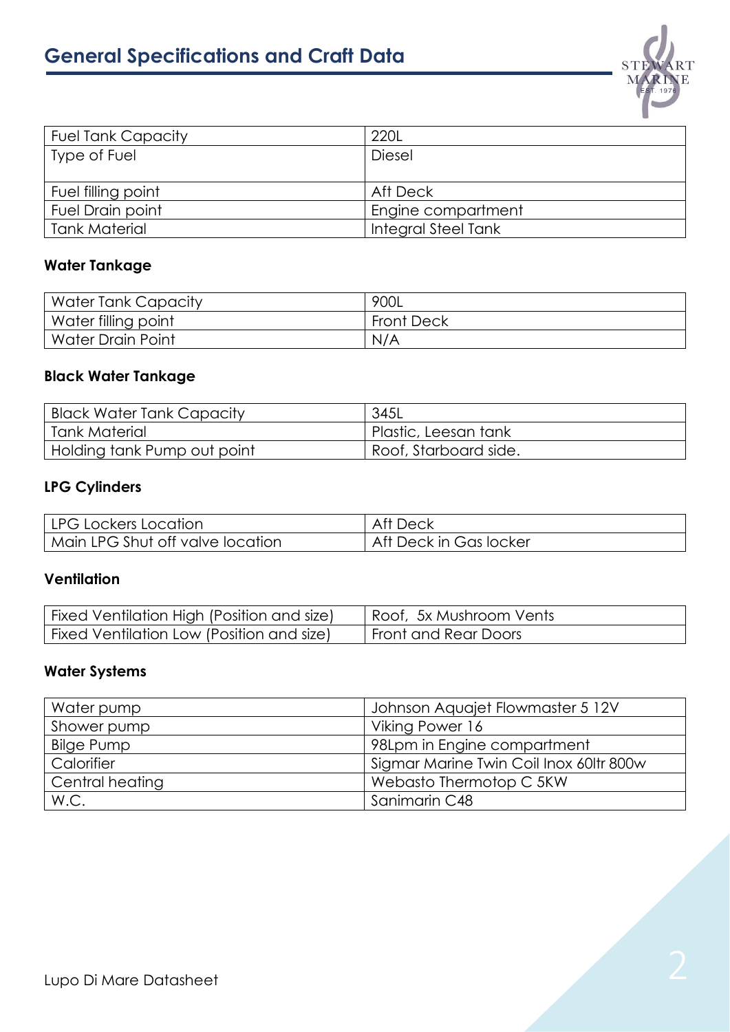# General Specifications and Craft Data

| Fuel Tank Capacity | 220L |
| --- | --- |
| Type of Fuel | Diesel |
| Fuel filling point | Aft Deck |
| Fuel Drain point | Engine compartment |
| Tank Material | Integral Steel Tank |

### Water Tankage

| Water Tank Capacity | 900L |
| --- | --- |
| Water filling point | Front Deck |
| Water Drain Point | N/A |

### Black Water Tankage

| Black Water Tank Capacity | 345L |
| --- | --- |
| Tank Material | Plastic, Leesan tank |
| Holding tank Pump out point | Roof, Starboard side. |

### LPG Cylinders

| LPG Lockers Location | Aft Deck |
| --- | --- |
| Main LPG Shut off valve location | Aft Deck in Gas locker |

### Ventilation

| Fixed Ventilation High (Position and size) | Roof, 5x Mushroom Vents |
| --- | --- |
| Fixed Ventilation Low (Position and size) | Front and Rear Doors |

### Water Systems

| Water pump | Johnson Aquajet Flowmaster 5 12V |
| --- | --- |
| Shower pump | Viking Power 16 |
| Bilge Pump | 98Lpm in Engine compartment |
| Calorifier | Sigmar Marine Twin Coil Inox 60ltr 800w |
| Central heating | Webasto Thermotop C 5KW |
| W.C. | Sanimarin C48 |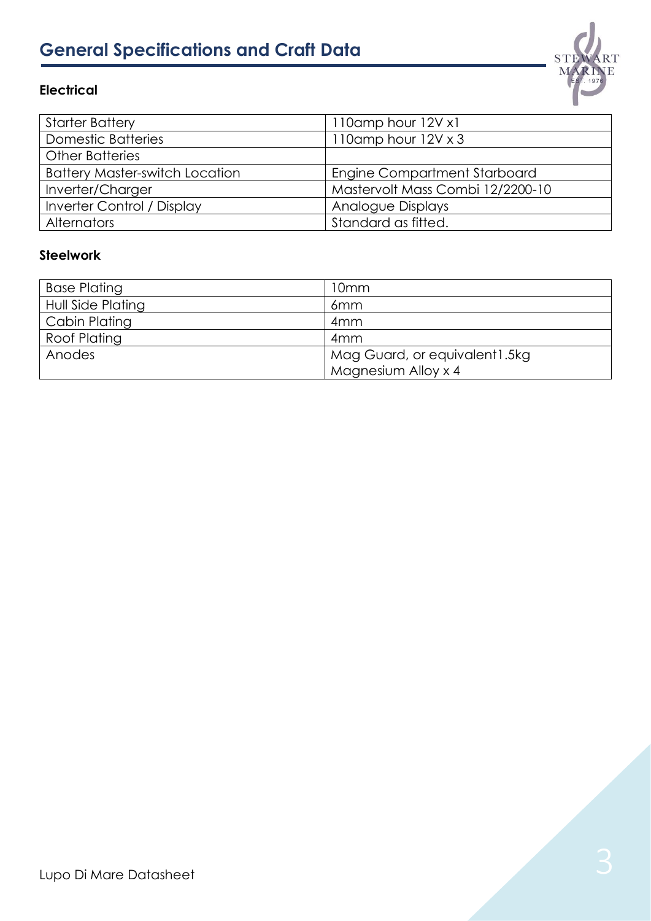# General Specifications and Craft Data

### Electrical

| | |
|---|---|
| Starter Battery | 110amp hour 12V x1 |
| Domestic Batteries | 110amp hour 12V x 3 |
| Other Batteries | |
| Battery Master-switch Location | Engine Compartment Starboard |
| Inverter/Charger | Mastervolt Mass Combi 12/2200-10 |
| Inverter Control / Display | Analogue Displays |
| Alternators | Standard as fitted. |

### Steelwork

| | |
|---|---|
| Base Plating | 10mm |
| Hull Side Plating | 6mm |
| Cabin Plating | 4mm |
| Roof Plating | 4mm |
| Anodes | Mag Guard, or equivalent1.5kg Magnesium Alloy x 4 |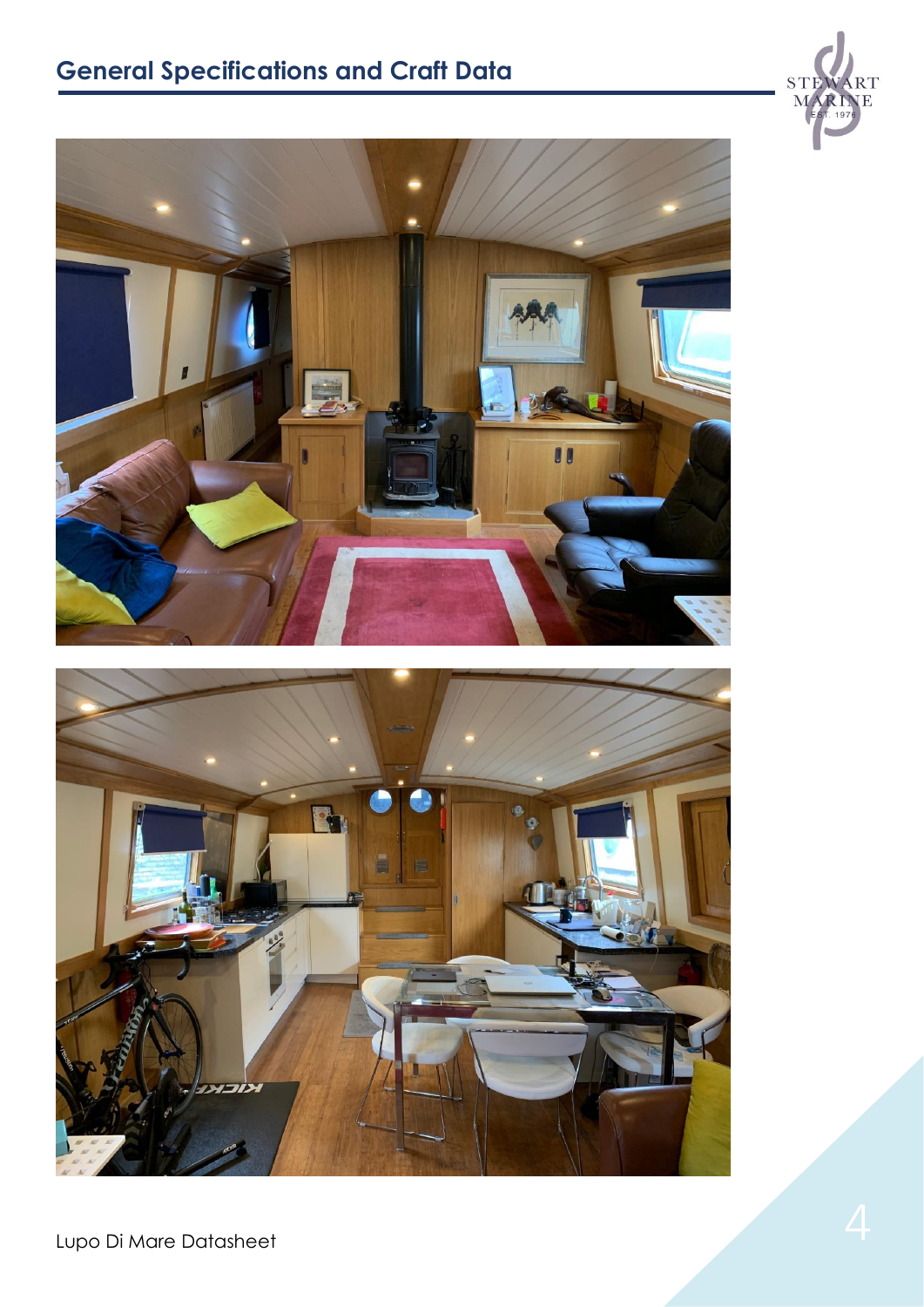## General Specifications and Craft Data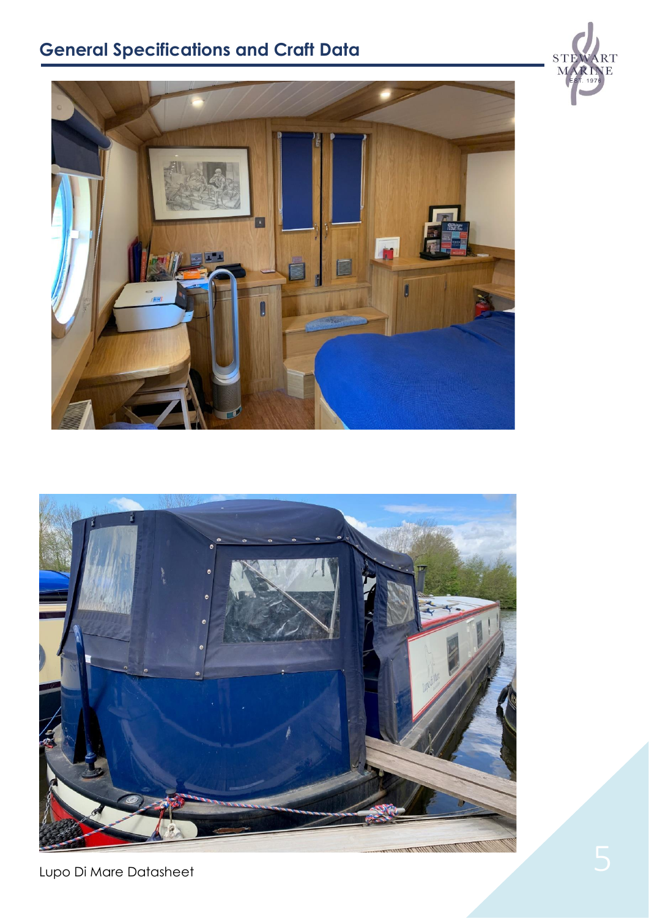## General Specifications and Craft Data